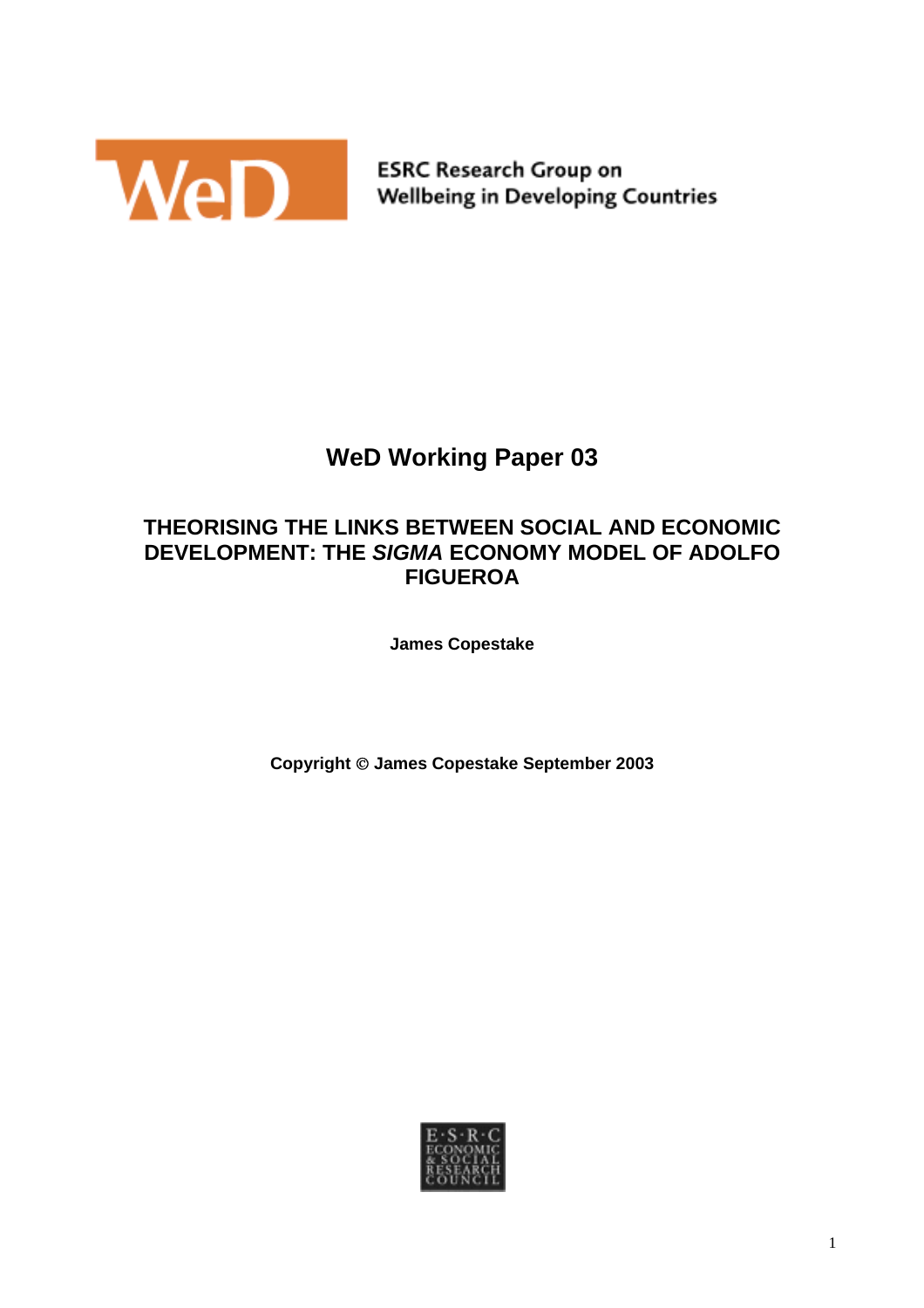ESRC Research Group on Wellbeing in Developing Countries

# WeD Working Paper 03

## THEORISING THE LINKS BETWEEN SOCIAL AND ECONOMIC DEVELOPMENT: THE *SIGMA* ECONOMY MODEL OF ADOLFO FIGUEROA

**James Copestake**

**Copyright © James Copestake September 2003**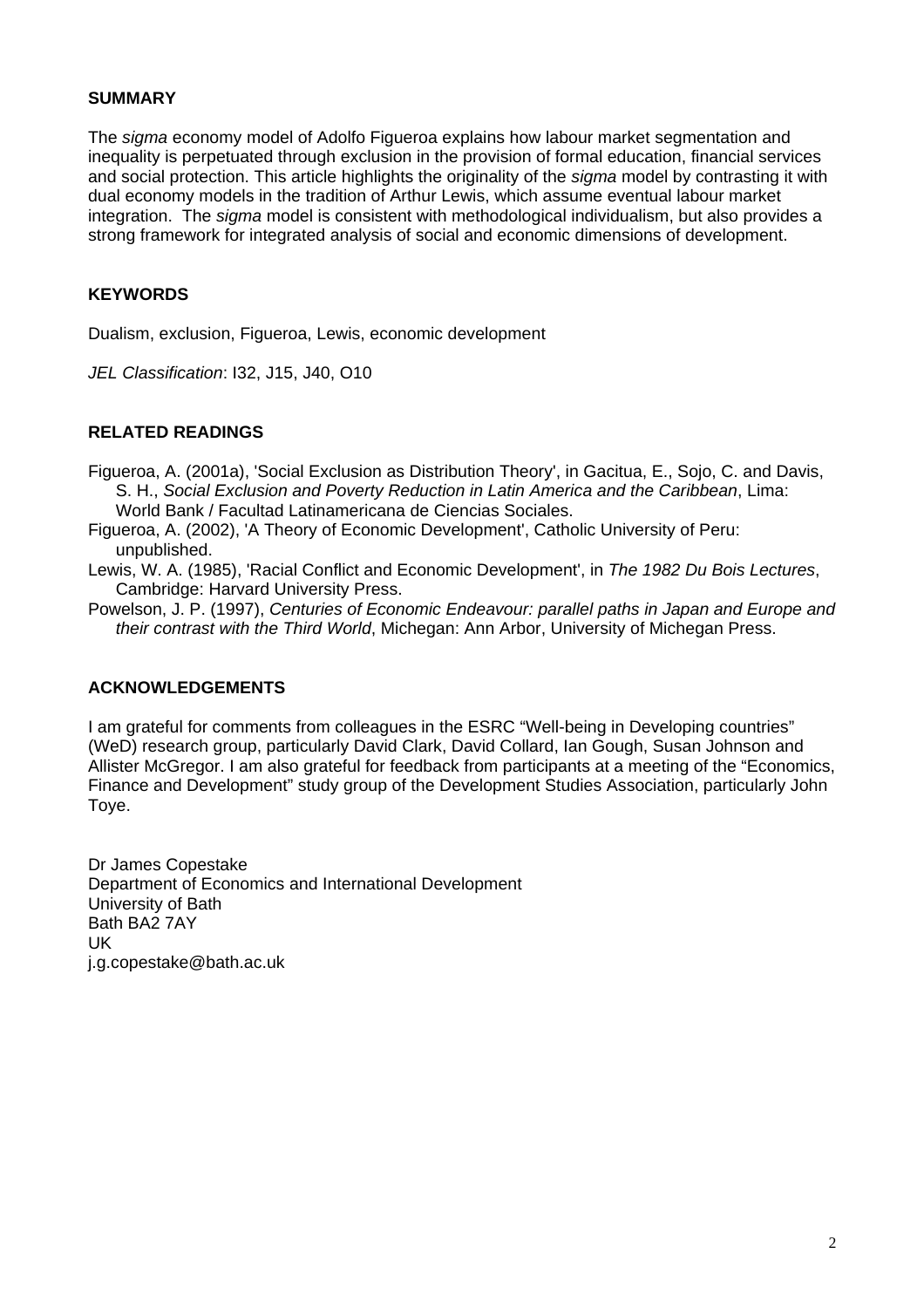## SUMMARY

The *sigma* economy model of Adolfo Figueroa explains how labour market segmentation and inequality is perpetuated through exclusion in the provision of formal education, financial services and social protection. This article highlights the originality of the *sigma* model by contrasting it with dual economy models in the tradition of Arthur Lewis, which assume eventual labour market integration. The *sigma* model is consistent with methodological individualism, but also provides a strong framework for integrated analysis of social and economic dimensions of development.

## KEYWORDS

Dualism, exclusion, Figueroa, Lewis, economic development

*JEL Classification*: I32, J15, J40, O10

## RELATED READINGS

Figueroa, A. (2001a), 'Social Exclusion as Distribution Theory', in Gacitua, E., Sojo, C. and Davis, S. H., *Social Exclusion and Poverty Reduction in Latin America and the Caribbean*, Lima: World Bank / Facultad Latinamericana de Ciencias Sociales.

Figueroa, A. (2002), 'A Theory of Economic Development', Catholic University of Peru: unpublished.

Lewis, W. A. (1985), 'Racial Conflict and Economic Development', in *The 1982 Du Bois Lectures*, Cambridge: Harvard University Press.

Powelson, J. P. (1997), *Centuries of Economic Endeavour: parallel paths in Japan and Europe and their contrast with the Third World*, Michegan: Ann Arbor, University of Michegan Press.

## ACKNOWLEDGEMENTS

I am grateful for comments from colleagues in the ESRC "Well-being in Developing countries" (WeD) research group, particularly David Clark, David Collard, Ian Gough, Susan Johnson and Allister McGregor. I am also grateful for feedback from participants at a meeting of the "Economics, Finance and Development" study group of the Development Studies Association, particularly John Toye.

Dr James Copestake
Department of Economics and International Development
University of Bath
Bath BA2 7AY
UK
j.g.copestake@bath.ac.uk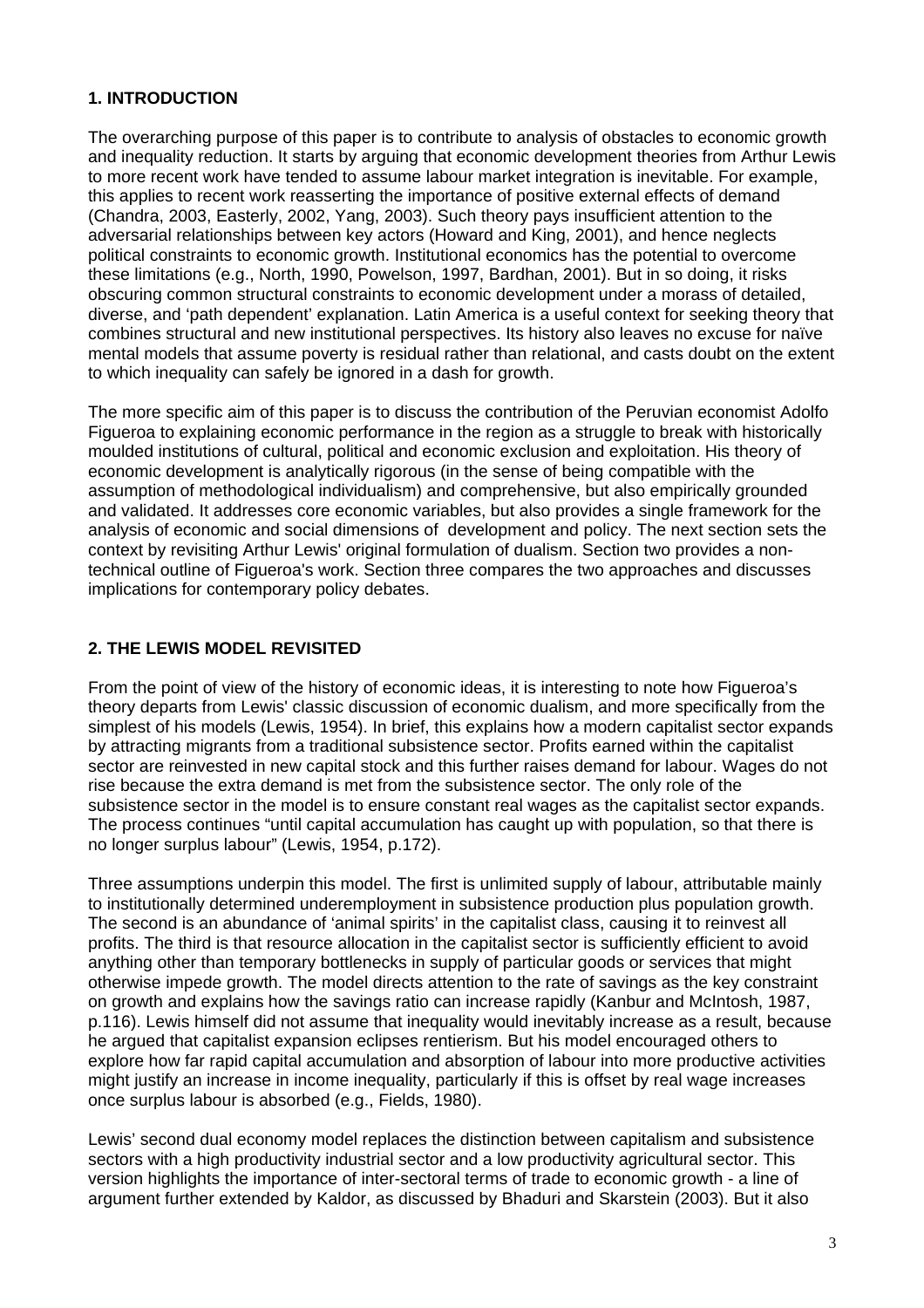## 1. INTRODUCTION

The overarching purpose of this paper is to contribute to analysis of obstacles to economic growth and inequality reduction. It starts by arguing that economic development theories from Arthur Lewis to more recent work have tended to assume labour market integration is inevitable. For example, this applies to recent work reasserting the importance of positive external effects of demand (Chandra, 2003, Easterly, 2002, Yang, 2003). Such theory pays insufficient attention to the adversarial relationships between key actors (Howard and King, 2001), and hence neglects political constraints to economic growth. Institutional economics has the potential to overcome these limitations (e.g., North, 1990, Powelson, 1997, Bardhan, 2001). But in so doing, it risks obscuring common structural constraints to economic development under a morass of detailed, diverse, and 'path dependent' explanation. Latin America is a useful context for seeking theory that combines structural and new institutional perspectives. Its history also leaves no excuse for naïve mental models that assume poverty is residual rather than relational, and casts doubt on the extent to which inequality can safely be ignored in a dash for growth.

The more specific aim of this paper is to discuss the contribution of the Peruvian economist Adolfo Figueroa to explaining economic performance in the region as a struggle to break with historically moulded institutions of cultural, political and economic exclusion and exploitation. His theory of economic development is analytically rigorous (in the sense of being compatible with the assumption of methodological individualism) and comprehensive, but also empirically grounded and validated. It addresses core economic variables, but also provides a single framework for the analysis of economic and social dimensions of development and policy. The next section sets the context by revisiting Arthur Lewis' original formulation of dualism. Section two provides a non-technical outline of Figueroa's work. Section three compares the two approaches and discusses implications for contemporary policy debates.

## 2. THE LEWIS MODEL REVISITED

From the point of view of the history of economic ideas, it is interesting to note how Figueroa's theory departs from Lewis' classic discussion of economic dualism, and more specifically from the simplest of his models (Lewis, 1954). In brief, this explains how a modern capitalist sector expands by attracting migrants from a traditional subsistence sector. Profits earned within the capitalist sector are reinvested in new capital stock and this further raises demand for labour. Wages do not rise because the extra demand is met from the subsistence sector. The only role of the subsistence sector in the model is to ensure constant real wages as the capitalist sector expands. The process continues "until capital accumulation has caught up with population, so that there is no longer surplus labour" (Lewis, 1954, p.172).

Three assumptions underpin this model. The first is unlimited supply of labour, attributable mainly to institutionally determined underemployment in subsistence production plus population growth. The second is an abundance of 'animal spirits' in the capitalist class, causing it to reinvest all profits. The third is that resource allocation in the capitalist sector is sufficiently efficient to avoid anything other than temporary bottlenecks in supply of particular goods or services that might otherwise impede growth. The model directs attention to the rate of savings as the key constraint on growth and explains how the savings ratio can increase rapidly (Kanbur and McIntosh, 1987, p.116). Lewis himself did not assume that inequality would inevitably increase as a result, because he argued that capitalist expansion eclipses rentierism. But his model encouraged others to explore how far rapid capital accumulation and absorption of labour into more productive activities might justify an increase in income inequality, particularly if this is offset by real wage increases once surplus labour is absorbed (e.g., Fields, 1980).

Lewis' second dual economy model replaces the distinction between capitalism and subsistence sectors with a high productivity industrial sector and a low productivity agricultural sector. This version highlights the importance of inter-sectoral terms of trade to economic growth - a line of argument further extended by Kaldor, as discussed by Bhaduri and Skarstein (2003). But it also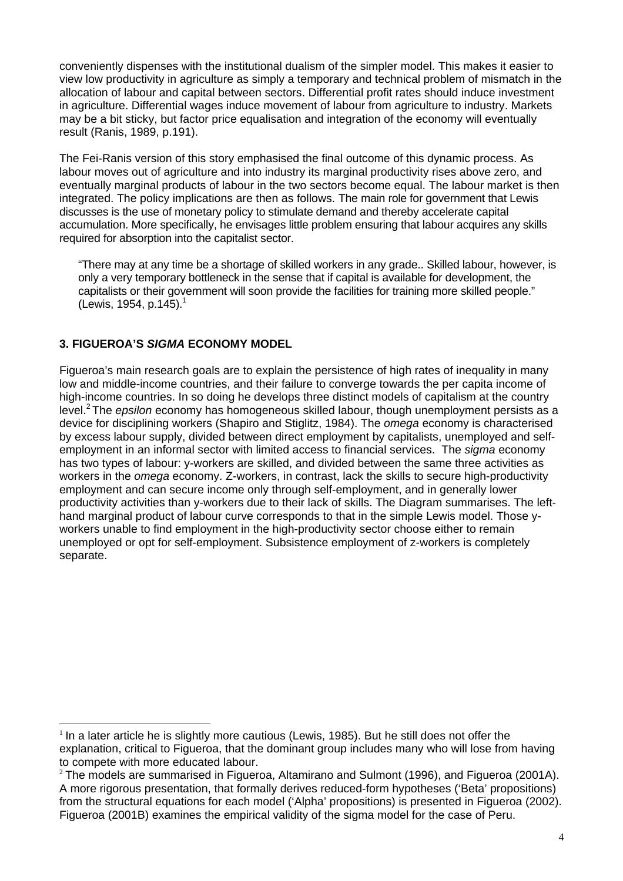conveniently dispenses with the institutional dualism of the simpler model. This makes it easier to view low productivity in agriculture as simply a temporary and technical problem of mismatch in the allocation of labour and capital between sectors. Differential profit rates should induce investment in agriculture. Differential wages induce movement of labour from agriculture to industry. Markets may be a bit sticky, but factor price equalisation and integration of the economy will eventually result (Ranis, 1989, p.191).

The Fei-Ranis version of this story emphasised the final outcome of this dynamic process. As labour moves out of agriculture and into industry its marginal productivity rises above zero, and eventually marginal products of labour in the two sectors become equal. The labour market is then integrated. The policy implications are then as follows. The main role for government that Lewis discusses is the use of monetary policy to stimulate demand and thereby accelerate capital accumulation. More specifically, he envisages little problem ensuring that labour acquires any skills required for absorption into the capitalist sector.

> "There may at any time be a shortage of skilled workers in any grade.. Skilled labour, however, is only a very temporary bottleneck in the sense that if capital is available for development, the capitalists or their government will soon provide the facilities for training more skilled people." (Lewis, 1954, p.145).[1]

## 3. FIGUEROA'S *SIGMA* ECONOMY MODEL

Figueroa's main research goals are to explain the persistence of high rates of inequality in many low and middle-income countries, and their failure to converge towards the per capita income of high-income countries. In so doing he develops three distinct models of capitalism at the country level.[2] The *epsilon* economy has homogeneous skilled labour, though unemployment persists as a device for disciplining workers (Shapiro and Stiglitz, 1984). The *omega* economy is characterised by excess labour supply, divided between direct employment by capitalists, unemployed and self-employment in an informal sector with limited access to financial services. The *sigma* economy has two types of labour: y-workers are skilled, and divided between the same three activities as workers in the *omega* economy. Z-workers, in contrast, lack the skills to secure high-productivity employment and can secure income only through self-employment, and in generally lower productivity activities than y-workers due to their lack of skills. The Diagram summarises. The left-hand marginal product of labour curve corresponds to that in the simple Lewis model. Those y-workers unable to find employment in the high-productivity sector choose either to remain unemployed or opt for self-employment. Subsistence employment of z-workers is completely separate.

---

[1] In a later article he is slightly more cautious (Lewis, 1985). But he still does not offer the explanation, critical to Figueroa, that the dominant group includes many who will lose from having to compete with more educated labour.

[2] The models are summarised in Figueroa, Altamirano and Sulmont (1996), and Figueroa (2001A). A more rigorous presentation, that formally derives reduced-form hypotheses ('Beta' propositions) from the structural equations for each model ('Alpha' propositions) is presented in Figueroa (2002). Figueroa (2001B) examines the empirical validity of the sigma model for the case of Peru.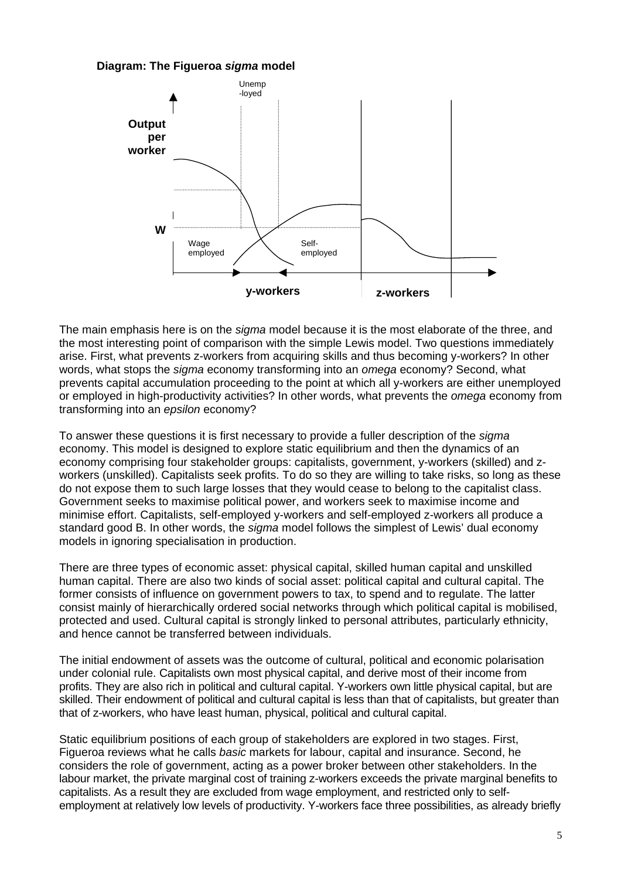**Diagram: The Figueroa *sigma* model**

The main emphasis here is on the *sigma* model because it is the most elaborate of the three, and the most interesting point of comparison with the simple Lewis model. Two questions immediately arise. First, what prevents z-workers from acquiring skills and thus becoming y-workers? In other words, what stops the *sigma* economy transforming into an *omega* economy? Second, what prevents capital accumulation proceeding to the point at which all y-workers are either unemployed or employed in high-productivity activities? In other words, what prevents the *omega* economy from transforming into an *epsilon* economy?

To answer these questions it is first necessary to provide a fuller description of the *sigma* economy. This model is designed to explore static equilibrium and then the dynamics of an economy comprising four stakeholder groups: capitalists, government, y-workers (skilled) and z-workers (unskilled). Capitalists seek profits. To do so they are willing to take risks, so long as these do not expose them to such large losses that they would cease to belong to the capitalist class. Government seeks to maximise political power, and workers seek to maximise income and minimise effort. Capitalists, self-employed y-workers and self-employed z-workers all produce a standard good B. In other words, the *sigma* model follows the simplest of Lewis' dual economy models in ignoring specialisation in production.

There are three types of economic asset: physical capital, skilled human capital and unskilled human capital. There are also two kinds of social asset: political capital and cultural capital. The former consists of influence on government powers to tax, to spend and to regulate. The latter consist mainly of hierarchically ordered social networks through which political capital is mobilised, protected and used. Cultural capital is strongly linked to personal attributes, particularly ethnicity, and hence cannot be transferred between individuals.

The initial endowment of assets was the outcome of cultural, political and economic polarisation under colonial rule. Capitalists own most physical capital, and derive most of their income from profits. They are also rich in political and cultural capital. Y-workers own little physical capital, but are skilled. Their endowment of political and cultural capital is less than that of capitalists, but greater than that of z-workers, who have least human, physical, political and cultural capital.

Static equilibrium positions of each group of stakeholders are explored in two stages. First, Figueroa reviews what he calls *basic* markets for labour, capital and insurance. Second, he considers the role of government, acting as a power broker between other stakeholders. In the labour market, the private marginal cost of training z-workers exceeds the private marginal benefits to capitalists. As a result they are excluded from wage employment, and restricted only to self-employment at relatively low levels of productivity. Y-workers face three possibilities, as already briefly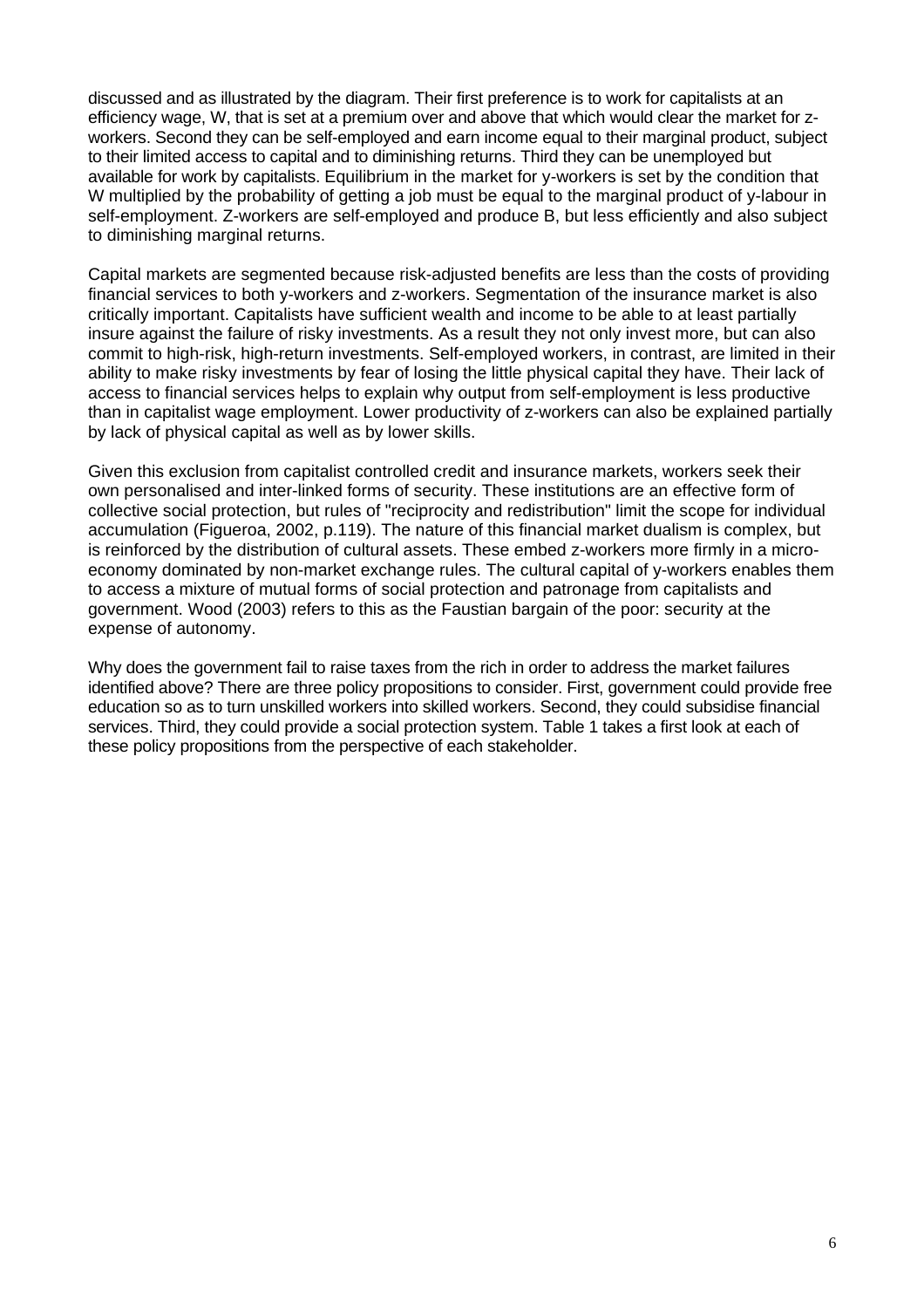discussed and as illustrated by the diagram. Their first preference is to work for capitalists at an efficiency wage, W, that is set at a premium over and above that which would clear the market for z-workers. Second they can be self-employed and earn income equal to their marginal product, subject to their limited access to capital and to diminishing returns. Third they can be unemployed but available for work by capitalists. Equilibrium in the market for y-workers is set by the condition that W multiplied by the probability of getting a job must be equal to the marginal product of y-labour in self-employment. Z-workers are self-employed and produce B, but less efficiently and also subject to diminishing marginal returns.

Capital markets are segmented because risk-adjusted benefits are less than the costs of providing financial services to both y-workers and z-workers. Segmentation of the insurance market is also critically important. Capitalists have sufficient wealth and income to be able to at least partially insure against the failure of risky investments. As a result they not only invest more, but can also commit to high-risk, high-return investments. Self-employed workers, in contrast, are limited in their ability to make risky investments by fear of losing the little physical capital they have. Their lack of access to financial services helps to explain why output from self-employment is less productive than in capitalist wage employment. Lower productivity of z-workers can also be explained partially by lack of physical capital as well as by lower skills.

Given this exclusion from capitalist controlled credit and insurance markets, workers seek their own personalised and inter-linked forms of security. These institutions are an effective form of collective social protection, but rules of "reciprocity and redistribution" limit the scope for individual accumulation (Figueroa, 2002, p.119). The nature of this financial market dualism is complex, but is reinforced by the distribution of cultural assets. These embed z-workers more firmly in a micro-economy dominated by non-market exchange rules. The cultural capital of y-workers enables them to access a mixture of mutual forms of social protection and patronage from capitalists and government. Wood (2003) refers to this as the Faustian bargain of the poor: security at the expense of autonomy.

Why does the government fail to raise taxes from the rich in order to address the market failures identified above? There are three policy propositions to consider. First, government could provide free education so as to turn unskilled workers into skilled workers. Second, they could subsidise financial services. Third, they could provide a social protection system. Table 1 takes a first look at each of these policy propositions from the perspective of each stakeholder.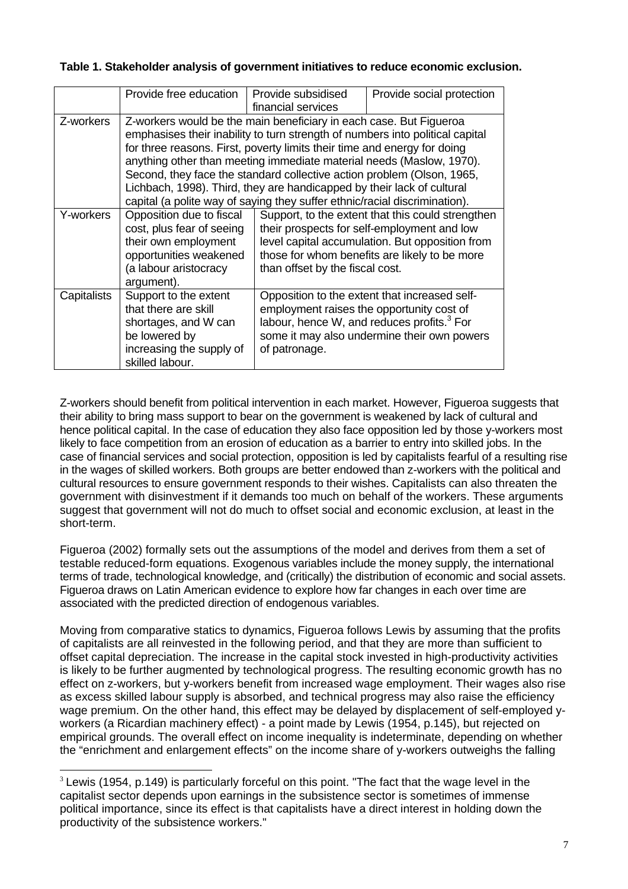**Table 1. Stakeholder analysis of government initiatives to reduce economic exclusion.**

| | Provide free education | Provide subsidised financial services | Provide social protection |
|---|---|---|---|
| Z-workers | Z-workers would be the main beneficiary in each case. But Figueroa emphasises their inability to turn strength of numbers into political capital for three reasons. First, poverty limits their time and energy for doing anything other than meeting immediate material needs (Maslow, 1970). Second, they face the standard collective action problem (Olson, 1965, Lichbach, 1998). Third, they are handicapped by their lack of cultural capital (a polite way of saying they suffer ethnic/racial discrimination). | | |
| Y-workers | Opposition due to fiscal cost, plus fear of seeing their own employment opportunities weakened (a labour aristocracy argument). | Support, to the extent that this could strengthen their prospects for self-employment and low level capital accumulation. But opposition from those for whom benefits are likely to be more than offset by the fiscal cost. | |
| Capitalists | Support to the extent that there are skill shortages, and W can be lowered by increasing the supply of skilled labour. | Opposition to the extent that increased self-employment raises the opportunity cost of labour, hence W, and reduces profits.[3] For some it may also undermine their own powers of patronage. | |

Z-workers should benefit from political intervention in each market. However, Figueroa suggests that their ability to bring mass support to bear on the government is weakened by lack of cultural and hence political capital. In the case of education they also face opposition led by those y-workers most likely to face competition from an erosion of education as a barrier to entry into skilled jobs. In the case of financial services and social protection, opposition is led by capitalists fearful of a resulting rise in the wages of skilled workers. Both groups are better endowed than z-workers with the political and cultural resources to ensure government responds to their wishes. Capitalists can also threaten the government with disinvestment if it demands too much on behalf of the workers. These arguments suggest that government will not do much to offset social and economic exclusion, at least in the short-term.

Figueroa (2002) formally sets out the assumptions of the model and derives from them a set of testable reduced-form equations. Exogenous variables include the money supply, the international terms of trade, technological knowledge, and (critically) the distribution of economic and social assets. Figueroa draws on Latin American evidence to explore how far changes in each over time are associated with the predicted direction of endogenous variables.

Moving from comparative statics to dynamics, Figueroa follows Lewis by assuming that the profits of capitalists are all reinvested in the following period, and that they are more than sufficient to offset capital depreciation. The increase in the capital stock invested in high-productivity activities is likely to be further augmented by technological progress. The resulting economic growth has no effect on z-workers, but y-workers benefit from increased wage employment. Their wages also rise as excess skilled labour supply is absorbed, and technical progress may also raise the efficiency wage premium. On the other hand, this effect may be delayed by displacement of self-employed y-workers (a Ricardian machinery effect) - a point made by Lewis (1954, p.145), but rejected on empirical grounds. The overall effect on income inequality is indeterminate, depending on whether the "enrichment and enlargement effects" on the income share of y-workers outweighs the falling

[3] Lewis (1954, p.149) is particularly forceful on this point. "The fact that the wage level in the capitalist sector depends upon earnings in the subsistence sector is sometimes of immense political importance, since its effect is that capitalists have a direct interest in holding down the productivity of the subsistence workers."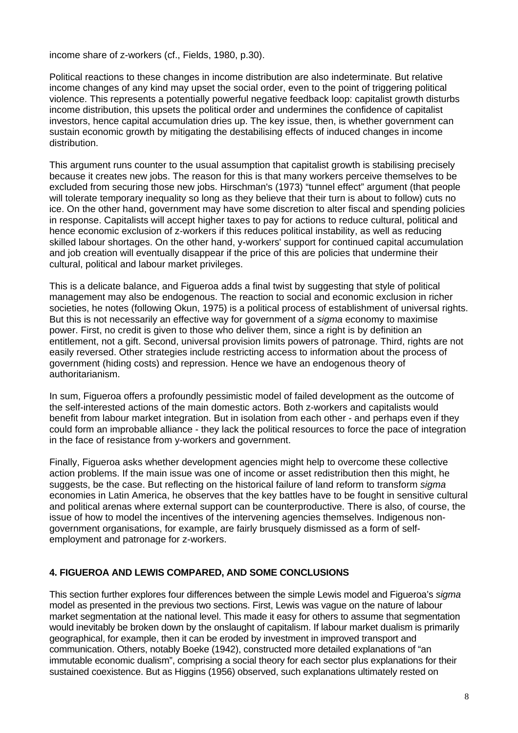income share of z-workers (cf., Fields, 1980, p.30).

Political reactions to these changes in income distribution are also indeterminate. But relative income changes of any kind may upset the social order, even to the point of triggering political violence. This represents a potentially powerful negative feedback loop: capitalist growth disturbs income distribution, this upsets the political order and undermines the confidence of capitalist investors, hence capital accumulation dries up. The key issue, then, is whether government can sustain economic growth by mitigating the destabilising effects of induced changes in income distribution.

This argument runs counter to the usual assumption that capitalist growth is stabilising precisely because it creates new jobs. The reason for this is that many workers perceive themselves to be excluded from securing those new jobs. Hirschman's (1973) "tunnel effect" argument (that people will tolerate temporary inequality so long as they believe that their turn is about to follow) cuts no ice. On the other hand, government may have some discretion to alter fiscal and spending policies in response. Capitalists will accept higher taxes to pay for actions to reduce cultural, political and hence economic exclusion of z-workers if this reduces political instability, as well as reducing skilled labour shortages. On the other hand, y-workers' support for continued capital accumulation and job creation will eventually disappear if the price of this are policies that undermine their cultural, political and labour market privileges.

This is a delicate balance, and Figueroa adds a final twist by suggesting that style of political management may also be endogenous. The reaction to social and economic exclusion in richer societies, he notes (following Okun, 1975) is a political process of establishment of universal rights. But this is not necessarily an effective way for government of a *sigma* economy to maximise power. First, no credit is given to those who deliver them, since a right is by definition an entitlement, not a gift. Second, universal provision limits powers of patronage. Third, rights are not easily reversed. Other strategies include restricting access to information about the process of government (hiding costs) and repression. Hence we have an endogenous theory of authoritarianism.

In sum, Figueroa offers a profoundly pessimistic model of failed development as the outcome of the self-interested actions of the main domestic actors. Both z-workers and capitalists would benefit from labour market integration. But in isolation from each other - and perhaps even if they could form an improbable alliance - they lack the political resources to force the pace of integration in the face of resistance from y-workers and government.

Finally, Figueroa asks whether development agencies might help to overcome these collective action problems. If the main issue was one of income or asset redistribution then this might, he suggests, be the case. But reflecting on the historical failure of land reform to transform *sigma* economies in Latin America, he observes that the key battles have to be fought in sensitive cultural and political arenas where external support can be counterproductive. There is also, of course, the issue of how to model the incentives of the intervening agencies themselves. Indigenous non-government organisations, for example, are fairly brusquely dismissed as a form of self-employment and patronage for z-workers.

## 4. FIGUEROA AND LEWIS COMPARED, AND SOME CONCLUSIONS

This section further explores four differences between the simple Lewis model and Figueroa's *sigma* model as presented in the previous two sections. First, Lewis was vague on the nature of labour market segmentation at the national level. This made it easy for others to assume that segmentation would inevitably be broken down by the onslaught of capitalism. If labour market dualism is primarily geographical, for example, then it can be eroded by investment in improved transport and communication. Others, notably Boeke (1942), constructed more detailed explanations of "an immutable economic dualism", comprising a social theory for each sector plus explanations for their sustained coexistence. But as Higgins (1956) observed, such explanations ultimately rested on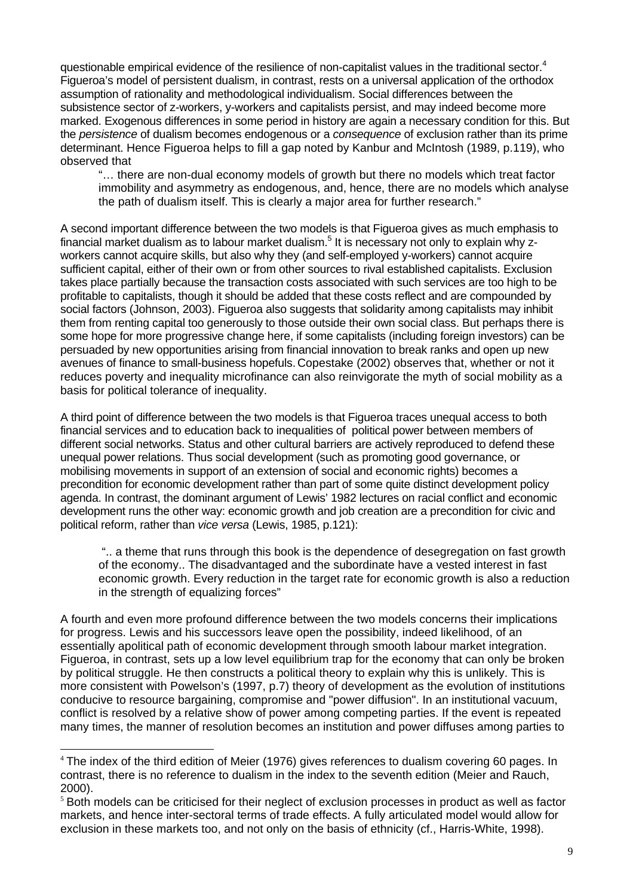questionable empirical evidence of the resilience of non-capitalist values in the traditional sector.[4] Figueroa's model of persistent dualism, in contrast, rests on a universal application of the orthodox assumption of rationality and methodological individualism. Social differences between the subsistence sector of z-workers, y-workers and capitalists persist, and may indeed become more marked. Exogenous differences in some period in history are again a necessary condition for this. But the *persistence* of dualism becomes endogenous or a *consequence* of exclusion rather than its prime determinant. Hence Figueroa helps to fill a gap noted by Kanbur and McIntosh (1989, p.119), who observed that

> "… there are non-dual economy models of growth but there no models which treat factor immobility and asymmetry as endogenous, and, hence, there are no models which analyse the path of dualism itself. This is clearly a major area for further research."

A second important difference between the two models is that Figueroa gives as much emphasis to financial market dualism as to labour market dualism.[5] It is necessary not only to explain why z-workers cannot acquire skills, but also why they (and self-employed y-workers) cannot acquire sufficient capital, either of their own or from other sources to rival established capitalists. Exclusion takes place partially because the transaction costs associated with such services are too high to be profitable to capitalists, though it should be added that these costs reflect and are compounded by social factors (Johnson, 2003). Figueroa also suggests that solidarity among capitalists may inhibit them from renting capital too generously to those outside their own social class. But perhaps there is some hope for more progressive change here, if some capitalists (including foreign investors) can be persuaded by new opportunities arising from financial innovation to break ranks and open up new avenues of finance to small-business hopefuls. Copestake (2002) observes that, whether or not it reduces poverty and inequality microfinance can also reinvigorate the myth of social mobility as a basis for political tolerance of inequality.

A third point of difference between the two models is that Figueroa traces unequal access to both financial services and to education back to inequalities of political power between members of different social networks. Status and other cultural barriers are actively reproduced to defend these unequal power relations. Thus social development (such as promoting good governance, or mobilising movements in support of an extension of social and economic rights) becomes a precondition for economic development rather than part of some quite distinct development policy agenda. In contrast, the dominant argument of Lewis' 1982 lectures on racial conflict and economic development runs the other way: economic growth and job creation are a precondition for civic and political reform, rather than *vice versa* (Lewis, 1985, p.121):

> ".. a theme that runs through this book is the dependence of desegregation on fast growth of the economy.. The disadvantaged and the subordinate have a vested interest in fast economic growth. Every reduction in the target rate for economic growth is also a reduction in the strength of equalizing forces"

A fourth and even more profound difference between the two models concerns their implications for progress. Lewis and his successors leave open the possibility, indeed likelihood, of an essentially apolitical path of economic development through smooth labour market integration. Figueroa, in contrast, sets up a low level equilibrium trap for the economy that can only be broken by political struggle. He then constructs a political theory to explain why this is unlikely. This is more consistent with Powelson's (1997, p.7) theory of development as the evolution of institutions conducive to resource bargaining, compromise and "power diffusion". In an institutional vacuum, conflict is resolved by a relative show of power among competing parties. If the event is repeated many times, the manner of resolution becomes an institution and power diffuses among parties to

---

[4] The index of the third edition of Meier (1976) gives references to dualism covering 60 pages. In contrast, there is no reference to dualism in the index to the seventh edition (Meier and Rauch, 2000).

[5] Both models can be criticised for their neglect of exclusion processes in product as well as factor markets, and hence inter-sectoral terms of trade effects. A fully articulated model would allow for exclusion in these markets too, and not only on the basis of ethnicity (cf., Harris-White, 1998).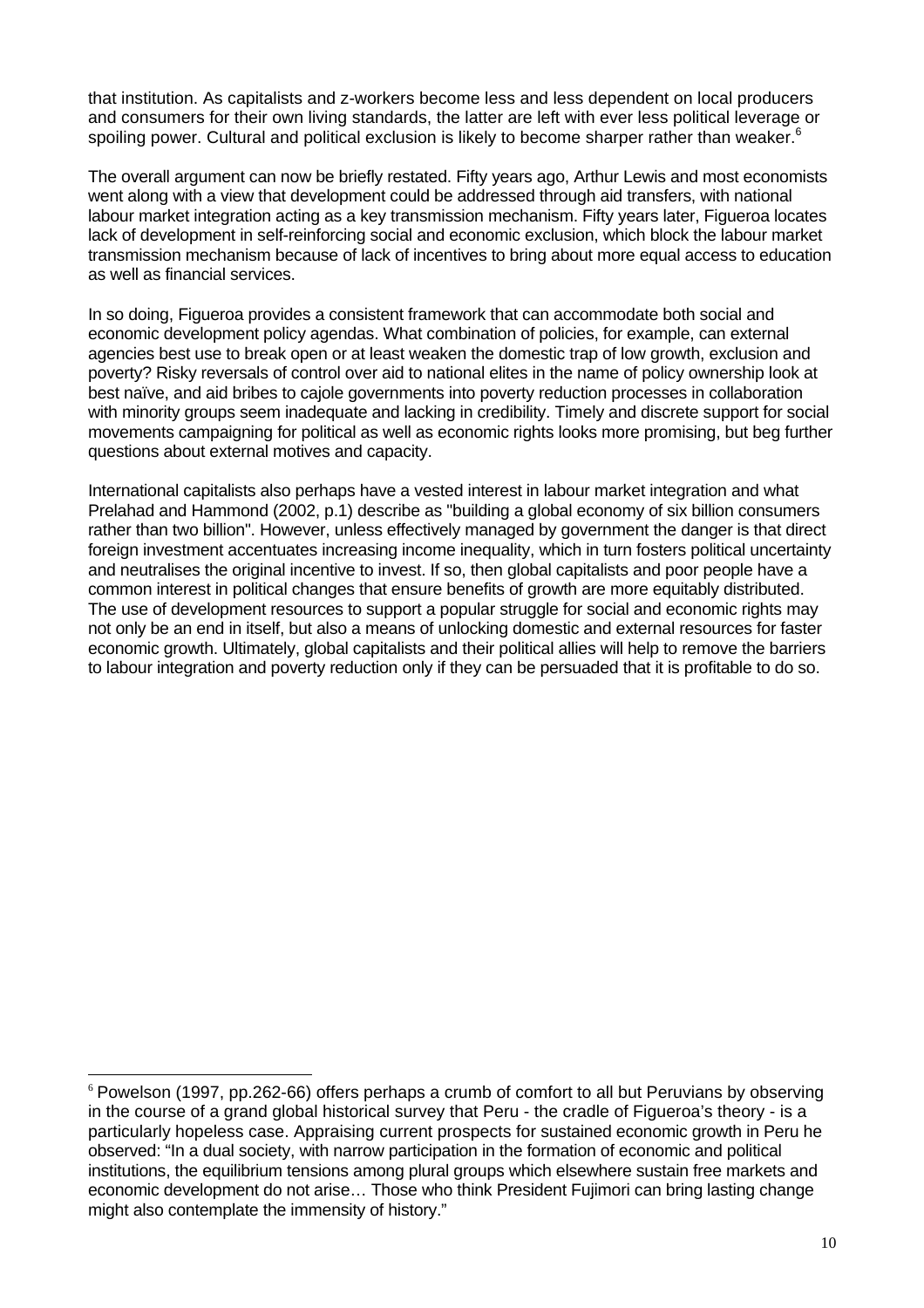that institution. As capitalists and z-workers become less and less dependent on local producers and consumers for their own living standards, the latter are left with ever less political leverage or spoiling power. Cultural and political exclusion is likely to become sharper rather than weaker.[6]

The overall argument can now be briefly restated. Fifty years ago, Arthur Lewis and most economists went along with a view that development could be addressed through aid transfers, with national labour market integration acting as a key transmission mechanism. Fifty years later, Figueroa locates lack of development in self-reinforcing social and economic exclusion, which block the labour market transmission mechanism because of lack of incentives to bring about more equal access to education as well as financial services.

In so doing, Figueroa provides a consistent framework that can accommodate both social and economic development policy agendas. What combination of policies, for example, can external agencies best use to break open or at least weaken the domestic trap of low growth, exclusion and poverty? Risky reversals of control over aid to national elites in the name of policy ownership look at best naïve, and aid bribes to cajole governments into poverty reduction processes in collaboration with minority groups seem inadequate and lacking in credibility. Timely and discrete support for social movements campaigning for political as well as economic rights looks more promising, but beg further questions about external motives and capacity.

International capitalists also perhaps have a vested interest in labour market integration and what Prelahad and Hammond (2002, p.1) describe as "building a global economy of six billion consumers rather than two billion". However, unless effectively managed by government the danger is that direct foreign investment accentuates increasing income inequality, which in turn fosters political uncertainty and neutralises the original incentive to invest. If so, then global capitalists and poor people have a common interest in political changes that ensure benefits of growth are more equitably distributed. The use of development resources to support a popular struggle for social and economic rights may not only be an end in itself, but also a means of unlocking domestic and external resources for faster economic growth. Ultimately, global capitalists and their political allies will help to remove the barriers to labour integration and poverty reduction only if they can be persuaded that it is profitable to do so.

---

[6] Powelson (1997, pp.262-66) offers perhaps a crumb of comfort to all but Peruvians by observing in the course of a grand global historical survey that Peru - the cradle of Figueroa's theory - is a particularly hopeless case. Appraising current prospects for sustained economic growth in Peru he observed: "In a dual society, with narrow participation in the formation of economic and political institutions, the equilibrium tensions among plural groups which elsewhere sustain free markets and economic development do not arise… Those who think President Fujimori can bring lasting change might also contemplate the immensity of history."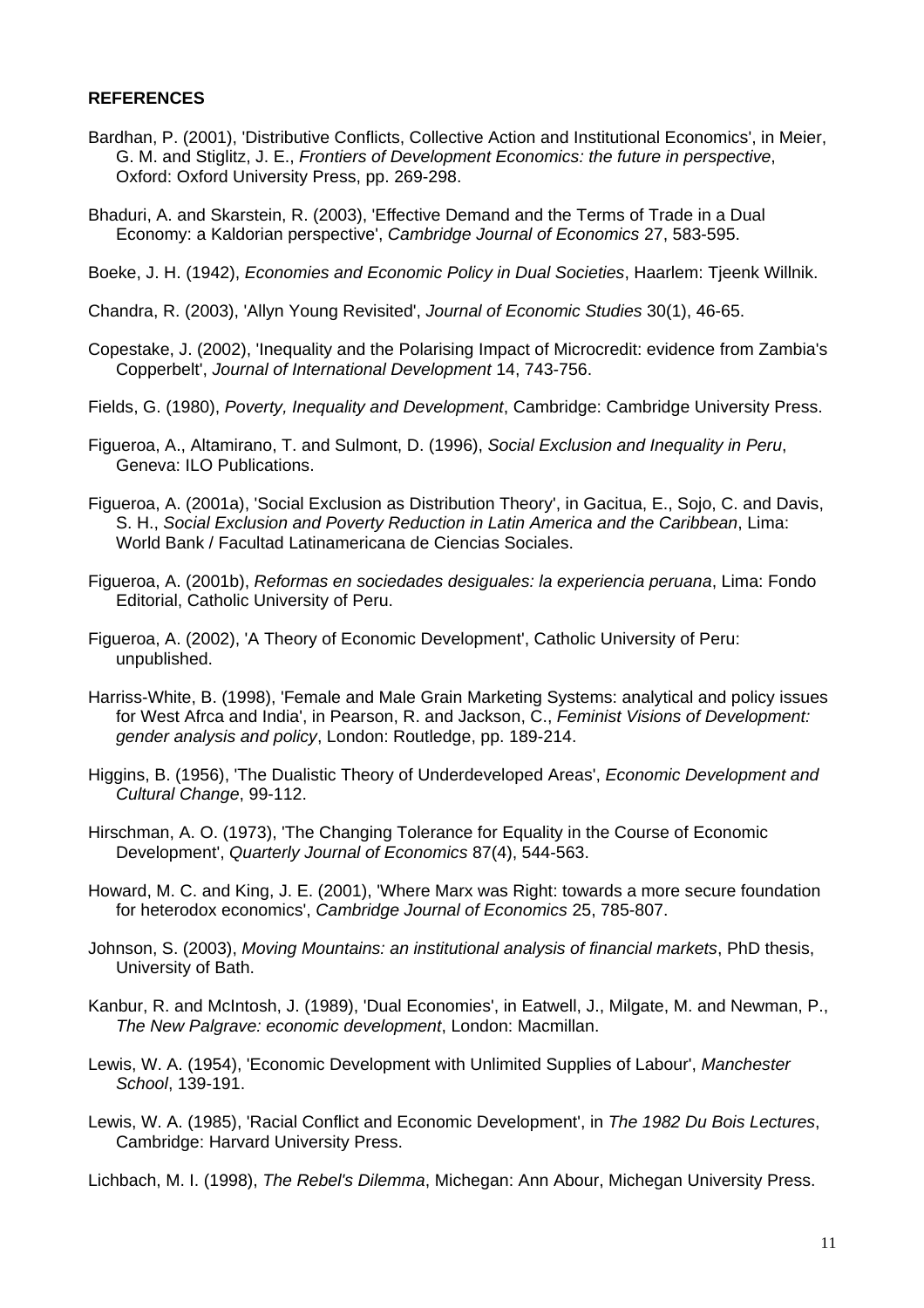**REFERENCES**

Bardhan, P. (2001), 'Distributive Conflicts, Collective Action and Institutional Economics', in Meier, G. M. and Stiglitz, J. E., *Frontiers of Development Economics: the future in perspective*, Oxford: Oxford University Press, pp. 269-298.

Bhaduri, A. and Skarstein, R. (2003), 'Effective Demand and the Terms of Trade in a Dual Economy: a Kaldorian perspective', *Cambridge Journal of Economics* 27, 583-595.

Boeke, J. H. (1942), *Economies and Economic Policy in Dual Societies*, Haarlem: Tjeenk Willnik.

Chandra, R. (2003), 'Allyn Young Revisited', *Journal of Economic Studies* 30(1), 46-65.

Copestake, J. (2002), 'Inequality and the Polarising Impact of Microcredit: evidence from Zambia's Copperbelt', *Journal of International Development* 14, 743-756.

Fields, G. (1980), *Poverty, Inequality and Development*, Cambridge: Cambridge University Press.

Figueroa, A., Altamirano, T. and Sulmont, D. (1996), *Social Exclusion and Inequality in Peru*, Geneva: ILO Publications.

Figueroa, A. (2001a), 'Social Exclusion as Distribution Theory', in Gacitua, E., Sojo, C. and Davis, S. H., *Social Exclusion and Poverty Reduction in Latin America and the Caribbean*, Lima: World Bank / Facultad Latinamericana de Ciencias Sociales.

Figueroa, A. (2001b), *Reformas en sociedades desiguales: la experiencia peruana*, Lima: Fondo Editorial, Catholic University of Peru.

Figueroa, A. (2002), 'A Theory of Economic Development', Catholic University of Peru: unpublished.

Harriss-White, B. (1998), 'Female and Male Grain Marketing Systems: analytical and policy issues for West Afrca and India', in Pearson, R. and Jackson, C., *Feminist Visions of Development: gender analysis and policy*, London: Routledge, pp. 189-214.

Higgins, B. (1956), 'The Dualistic Theory of Underdeveloped Areas', *Economic Development and Cultural Change*, 99-112.

Hirschman, A. O. (1973), 'The Changing Tolerance for Equality in the Course of Economic Development', *Quarterly Journal of Economics* 87(4), 544-563.

Howard, M. C. and King, J. E. (2001), 'Where Marx was Right: towards a more secure foundation for heterodox economics', *Cambridge Journal of Economics* 25, 785-807.

Johnson, S. (2003), *Moving Mountains: an institutional analysis of financial markets*, PhD thesis, University of Bath.

Kanbur, R. and McIntosh, J. (1989), 'Dual Economies', in Eatwell, J., Milgate, M. and Newman, P., *The New Palgrave: economic development*, London: Macmillan.

Lewis, W. A. (1954), 'Economic Development with Unlimited Supplies of Labour', *Manchester School*, 139-191.

Lewis, W. A. (1985), 'Racial Conflict and Economic Development', in *The 1982 Du Bois Lectures*, Cambridge: Harvard University Press.

Lichbach, M. I. (1998), *The Rebel's Dilemma*, Michegan: Ann Abour, Michegan University Press.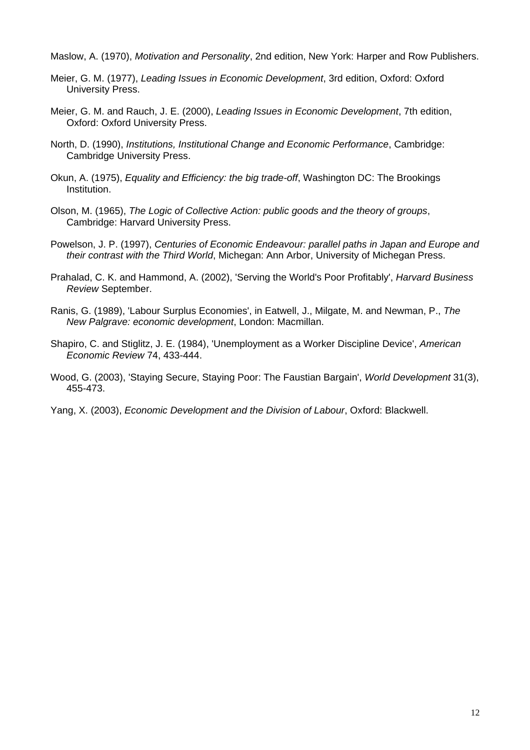Maslow, A. (1970), *Motivation and Personality*, 2nd edition, New York: Harper and Row Publishers.

Meier, G. M. (1977), *Leading Issues in Economic Development*, 3rd edition, Oxford: Oxford University Press.

Meier, G. M. and Rauch, J. E. (2000), *Leading Issues in Economic Development*, 7th edition, Oxford: Oxford University Press.

North, D. (1990), *Institutions, Institutional Change and Economic Performance*, Cambridge: Cambridge University Press.

Okun, A. (1975), *Equality and Efficiency: the big trade-off*, Washington DC: The Brookings Institution.

Olson, M. (1965), *The Logic of Collective Action: public goods and the theory of groups*, Cambridge: Harvard University Press.

Powelson, J. P. (1997), *Centuries of Economic Endeavour: parallel paths in Japan and Europe and their contrast with the Third World*, Michegan: Ann Arbor, University of Michegan Press.

Prahalad, C. K. and Hammond, A. (2002), 'Serving the World's Poor Profitably', *Harvard Business Review* September.

Ranis, G. (1989), 'Labour Surplus Economies', in Eatwell, J., Milgate, M. and Newman, P., *The New Palgrave: economic development*, London: Macmillan.

Shapiro, C. and Stiglitz, J. E. (1984), 'Unemployment as a Worker Discipline Device', *American Economic Review* 74, 433-444.

Wood, G. (2003), 'Staying Secure, Staying Poor: The Faustian Bargain', *World Development* 31(3), 455-473.

Yang, X. (2003), *Economic Development and the Division of Labour*, Oxford: Blackwell.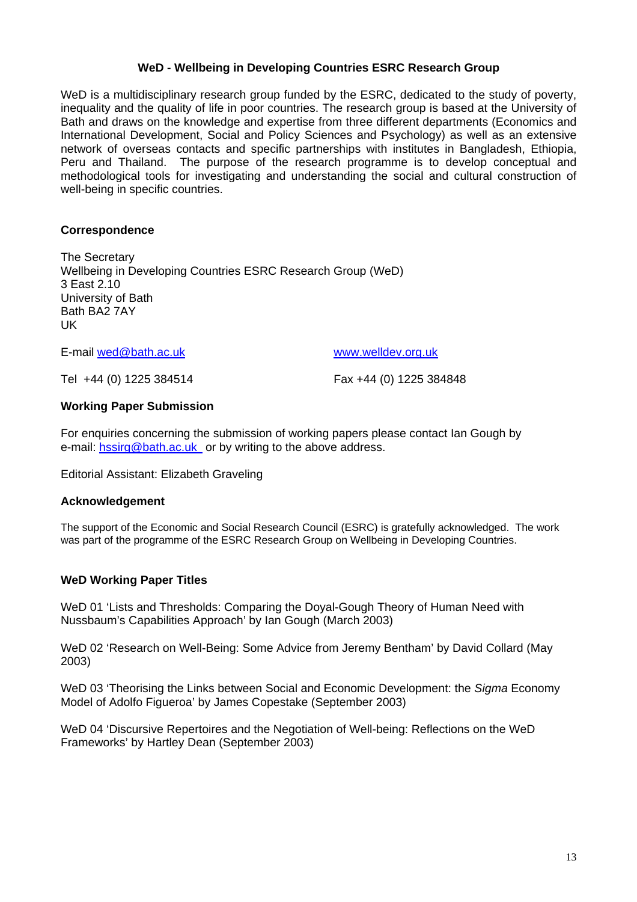# WeD - Wellbeing in Developing Countries ESRC Research Group

WeD is a multidisciplinary research group funded by the ESRC, dedicated to the study of poverty, inequality and the quality of life in poor countries. The research group is based at the University of Bath and draws on the knowledge and expertise from three different departments (Economics and International Development, Social and Policy Sciences and Psychology) as well as an extensive network of overseas contacts and specific partnerships with institutes in Bangladesh, Ethiopia, Peru and Thailand. The purpose of the research programme is to develop conceptual and methodological tools for investigating and understanding the social and cultural construction of well-being in specific countries.

## Correspondence

The Secretary
Wellbeing in Developing Countries ESRC Research Group (WeD)
3 East 2.10
University of Bath
Bath BA2 7AY
UK

E-mail wed@bath.ac.uk

www.welldev.org.uk

Tel +44 (0) 1225 384514

Fax +44 (0) 1225 384848

## Working Paper Submission

For enquiries concerning the submission of working papers please contact Ian Gough by e-mail: hssirg@bath.ac.uk or by writing to the above address.

Editorial Assistant: Elizabeth Graveling

## Acknowledgement

The support of the Economic and Social Research Council (ESRC) is gratefully acknowledged. The work was part of the programme of the ESRC Research Group on Wellbeing in Developing Countries.

## WeD Working Paper Titles

WeD 01 'Lists and Thresholds: Comparing the Doyal-Gough Theory of Human Need with Nussbaum's Capabilities Approach' by Ian Gough (March 2003)

WeD 02 'Research on Well-Being: Some Advice from Jeremy Bentham' by David Collard (May 2003)

WeD 03 'Theorising the Links between Social and Economic Development: the *Sigma* Economy Model of Adolfo Figueroa' by James Copestake (September 2003)

WeD 04 'Discursive Repertoires and the Negotiation of Well-being: Reflections on the WeD Frameworks' by Hartley Dean (September 2003)